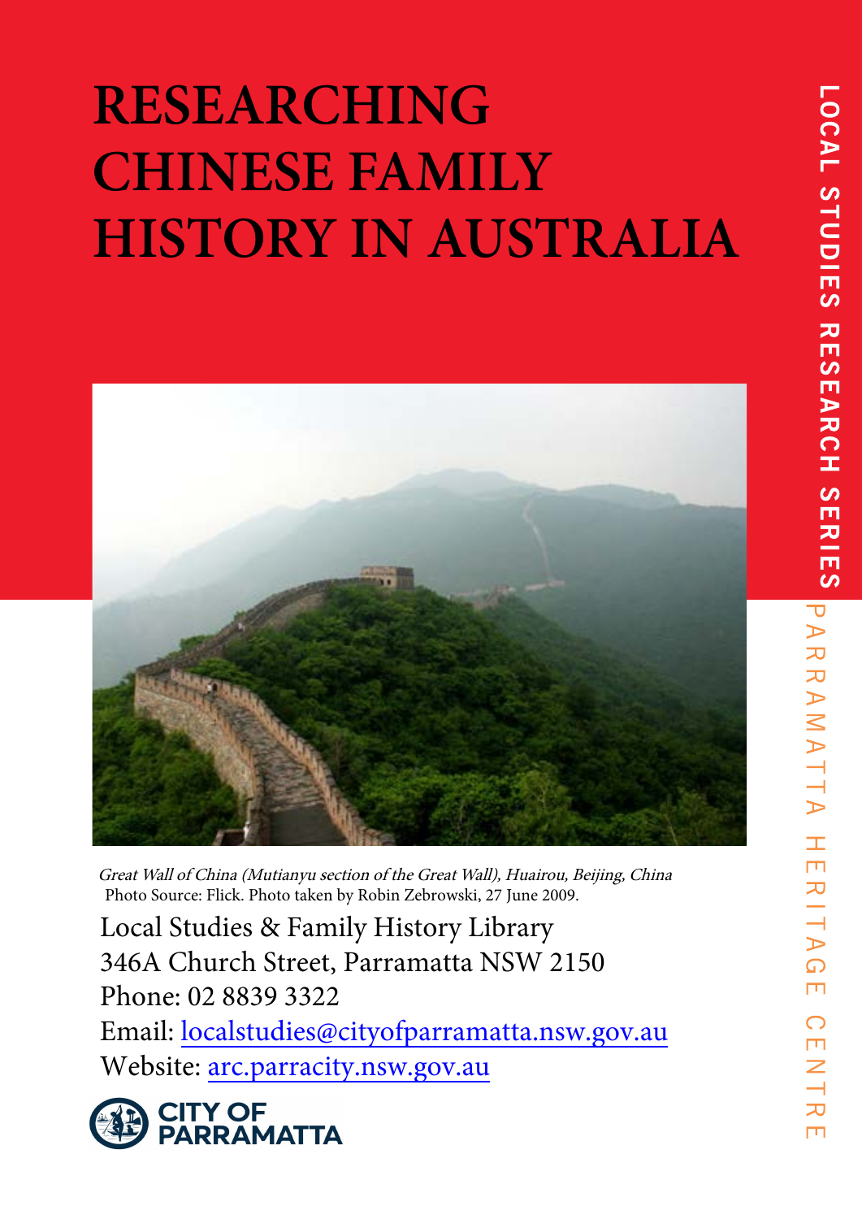# RESEARCHING CHINESE FAMILY HISTORY IN AUSTRALIA

LOCAL STUDIES RESEARCH SERIES

PARRAMATTA HERITAGE CENTRE

*Great Wall of China (Mutianyu section of the Great Wall), Huairou, Beijing, China*
Photo Source: Flick. Photo taken by Robin Zebrowski, 27 June 2009.

Local Studies & Family History Library
346A Church Street, Parramatta NSW 2150
Phone: 02 8839 3322
Email: [localstudies@cityofparramatta.nsw.gov.au](mailto:localstudies@cityofparramatta.nsw.gov.au)
Website: [arc.parracity.nsw.gov.au](http://arc.parracity.nsw.gov.au)

CITY OF PARRAMATTA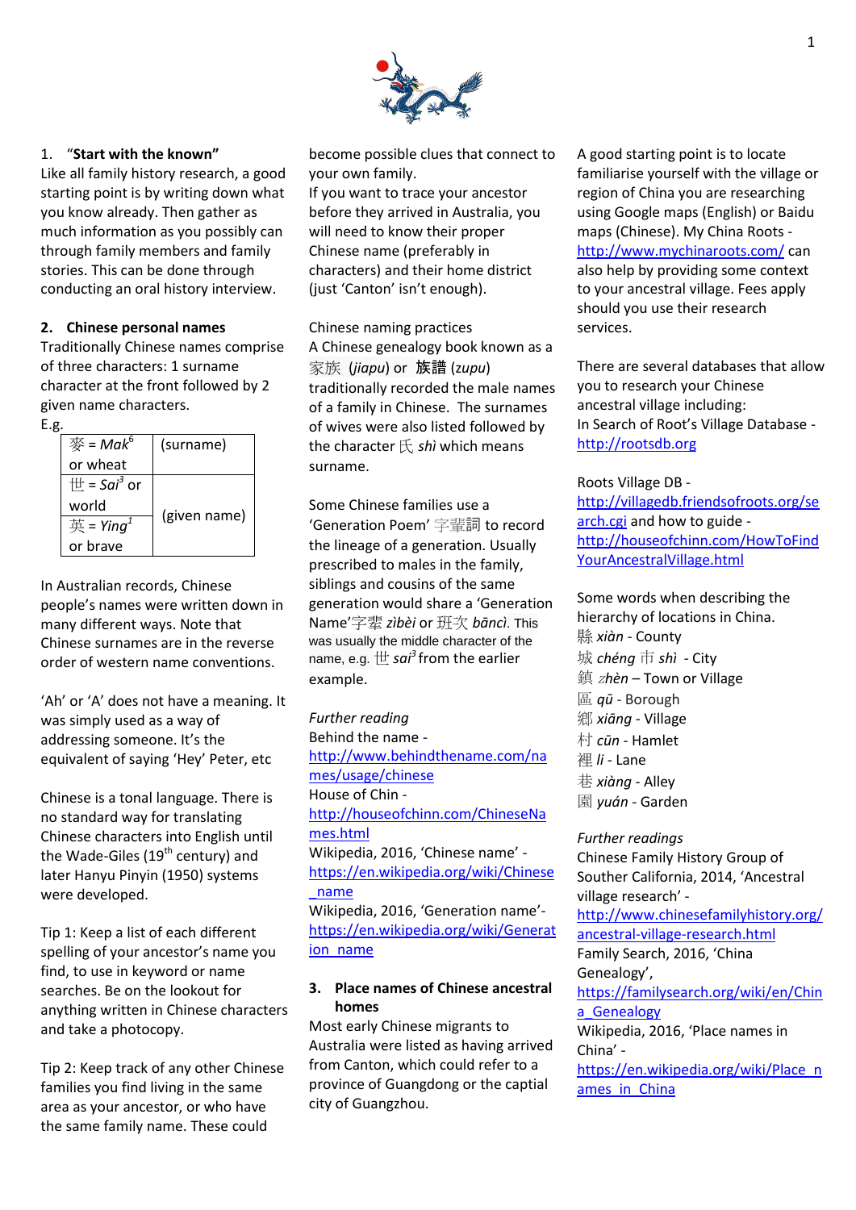1. **"Start with the known"**

Like all family history research, a good starting point is by writing down what you know already. Then gather as much information as you possibly can through family members and family stories. This can be done through conducting an oral history interview.

## 2. Chinese personal names

Traditionally Chinese names comprise of three characters: 1 surname character at the front followed by 2 given name characters.

E.g.

| 麥 = *Mak*[6] or wheat | (surname) |
|---|---|
| 世 = *Sai*[3] or world | (given name) |
| 英 = *Ying*[1] or brave | |

In Australian records, Chinese people's names were written down in many different ways. Note that Chinese surnames are in the reverse order of western name conventions.

'Ah' or 'A' does not have a meaning. It was simply used as a way of addressing someone. It's the equivalent of saying 'Hey' Peter, etc

Chinese is a tonal language. There is no standard way for translating Chinese characters into English until the Wade-Giles (19th century) and later Hanyu Pinyin (1950) systems were developed.

Tip 1: Keep a list of each different spelling of your ancestor's name you find, to use in keyword or name searches. Be on the lookout for anything written in Chinese characters and take a photocopy.

Tip 2: Keep track of any other Chinese families you find living in the same area as your ancestor, or who have the same family name. These could become possible clues that connect to your own family.

If you want to trace your ancestor before they arrived in Australia, you will need to know their proper Chinese name (preferably in characters) and their home district (just 'Canton' isn't enough).

Chinese naming practices

A Chinese genealogy book known as a 家族 (*jiapu*) or 族譜 (*zupu*) traditionally recorded the male names of a family in Chinese. The surnames of wives were also listed followed by the character 氏 *shì* which means surname.

Some Chinese families use a 'Generation Poem' 字輩詞 to record the lineage of a generation. Usually prescribed to males in the family, siblings and cousins of the same generation would share a 'Generation Name'字輩 *zìbèi* or 班次 *bāncì*. This was usually the middle character of the name, e.g. 世 *sai*[3] from the earlier example.

*Further reading*

Behind the name - http://www.behindthename.com/names/usage/chinese

House of Chin - http://houseofchinn.com/ChineseNames.html

Wikipedia, 2016, 'Chinese name' - https://en.wikipedia.org/wiki/Chinese_name

Wikipedia, 2016, 'Generation name'- https://en.wikipedia.org/wiki/Generation_name

## 3. Place names of Chinese ancestral homes

Most early Chinese migrants to Australia were listed as having arrived from Canton, which could refer to a province of Guangdong or the captial city of Guangzhou.

A good starting point is to locate familiarise yourself with the village or region of China you are researching using Google maps (English) or Baidu maps (Chinese). My China Roots - http://www.mychinaroots.com/ can also help by providing some context to your ancestral village. Fees apply should you use their research services.

There are several databases that allow you to research your Chinese ancestral village including:

In Search of Root's Village Database - http://rootsdb.org

Roots Village DB - http://villagedb.friendsofroots.org/search.cgi and how to guide - http://houseofchinn.com/HowToFindYourAncestralVillage.html

Some words when describing the hierarchy of locations in China.

縣 *xiàn* - County
城 *chéng* 市 *shì* - City
鎮 *zhèn* – Town or Village
區 *qū* - Borough
鄉 *xiāng* - Village
村 *cūn* - Hamlet
裡 *li* - Lane
巷 *xiàng* - Alley
園 *yuán* - Garden

*Further readings*

Chinese Family History Group of Souther California, 2014, 'Ancestral village research' - http://www.chinesefamilyhistory.org/ancestral-village-research.html

Family Search, 2016, 'China Genealogy', https://familysearch.org/wiki/en/China_Genealogy

Wikipedia, 2016, 'Place names in China' - https://en.wikipedia.org/wiki/Place_names_in_China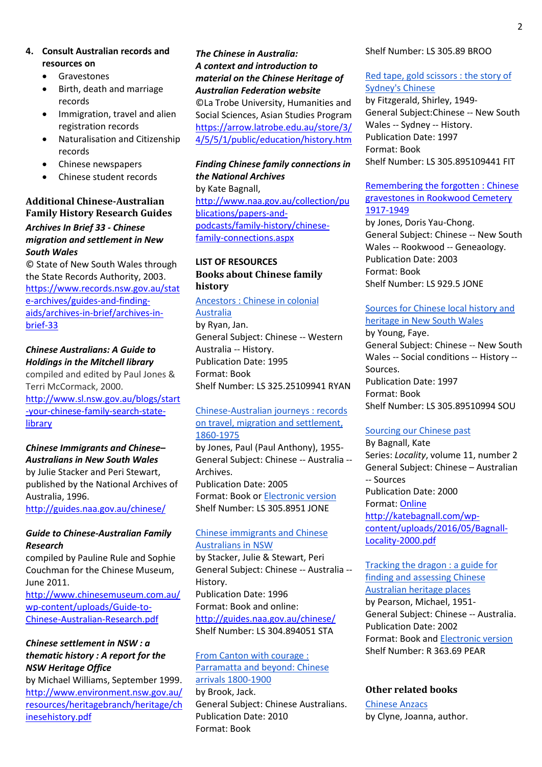4. **Consult Australian records and resources on**
   - Gravestones
   - Birth, death and marriage records
   - Immigration, travel and alien registration records
   - Naturalisation and Citizenship records
   - Chinese newspapers
   - Chinese student records

## Additional Chinese-Australian Family History Research Guides

***Archives In Brief 33 - Chinese migration and settlement in New South Wales***
© State of New South Wales through the State Records Authority, 2003.
https://www.records.nsw.gov.au/state-archives/guides-and-finding-aids/archives-in-brief/archives-in-brief-33

***Chinese Australians: A Guide to Holdings in the Mitchell library***
compiled and edited by Paul Jones & Terri McCormack, 2000.
http://www.sl.nsw.gov.au/blogs/start-your-chinese-family-search-state-library

***Chinese Immigrants and Chinese–Australians in New South Wales***
by Julie Stacker and Peri Stewart, published by the National Archives of Australia, 1996.
http://guides.naa.gov.au/chinese/

***Guide to Chinese-Australian Family Research***
compiled by Pauline Rule and Sophie Couchman for the Chinese Museum, June 2011.
http://www.chinesemuseum.com.au/wp-content/uploads/Guide-to-Chinese-Australian-Research.pdf

***Chinese settlement in NSW : a thematic history : A report for the NSW Heritage Office***
by Michael Williams, September 1999.
http://www.environment.nsw.gov.au/resources/heritagebranch/heritage/chinesehistory.pdf

***The Chinese in Australia: A context and introduction to material on the Chinese Heritage of Australian Federation website***
©La Trobe University, Humanities and Social Sciences, Asian Studies Program
https://arrow.latrobe.edu.au/store/3/4/5/5/1/public/education/history.htm

***Finding Chinese family connections in the National Archives***
by Kate Bagnall,
http://www.naa.gov.au/collection/publications/papers-and-podcasts/family-history/chinese-family-connections.aspx

## LIST OF RESOURCES

### Books about Chinese family history

Ancestors : Chinese in colonial Australia
by Ryan, Jan.
General Subject: Chinese -- Western Australia -- History.
Publication Date: 1995
Format: Book
Shelf Number: LS 325.25109941 RYAN

Chinese-Australian journeys : records on travel, migration and settlement, 1860-1975
by Jones, Paul (Paul Anthony), 1955-
General Subject: Chinese -- Australia -- Archives.
Publication Date: 2005
Format: Book or Electronic version
Shelf Number: LS 305.8951 JONE

Chinese immigrants and Chinese Australians in NSW
by Stacker, Julie & Stewart, Peri
General Subject: Chinese -- Australia -- History.
Publication Date: 1996
Format: Book and online:
http://guides.naa.gov.au/chinese/
Shelf Number: LS 304.894051 STA

From Canton with courage : Parramatta and beyond: Chinese arrivals 1800-1900
by Brook, Jack.
General Subject: Chinese Australians.
Publication Date: 2010
Format: Book
Shelf Number: LS 305.89 BROO

Red tape, gold scissors : the story of Sydney's Chinese
by Fitzgerald, Shirley, 1949-
General Subject:Chinese -- New South Wales -- Sydney -- History.
Publication Date: 1997
Format: Book
Shelf Number: LS 305.895109441 FIT

Remembering the forgotten : Chinese gravestones in Rookwood Cemetery 1917-1949
by Jones, Doris Yau-Chong.
General Subject: Chinese -- New South Wales -- Rookwood -- Geneaology.
Publication Date: 2003
Format: Book
Shelf Number: LS 929.5 JONE

Sources for Chinese local history and heritage in New South Wales
by Young, Faye.
General Subject: Chinese -- New South Wales -- Social conditions -- History -- Sources.
Publication Date: 1997
Format: Book
Shelf Number: LS 305.89510994 SOU

Sourcing our Chinese past
By Bagnall, Kate
Series: *Locality*, volume 11, number 2
General Subject: Chinese – Australian -- Sources
Publication Date: 2000
Format: Online
http://katebagnall.com/wp-content/uploads/2016/05/Bagnall-Locality-2000.pdf

Tracking the dragon : a guide for finding and assessing Chinese Australian heritage places
by Pearson, Michael, 1951-
General Subject: Chinese -- Australia.
Publication Date: 2002
Format: Book and Electronic version
Shelf Number: R 363.69 PEAR

### Other related books

Chinese Anzacs
by Clyne, Joanna, author.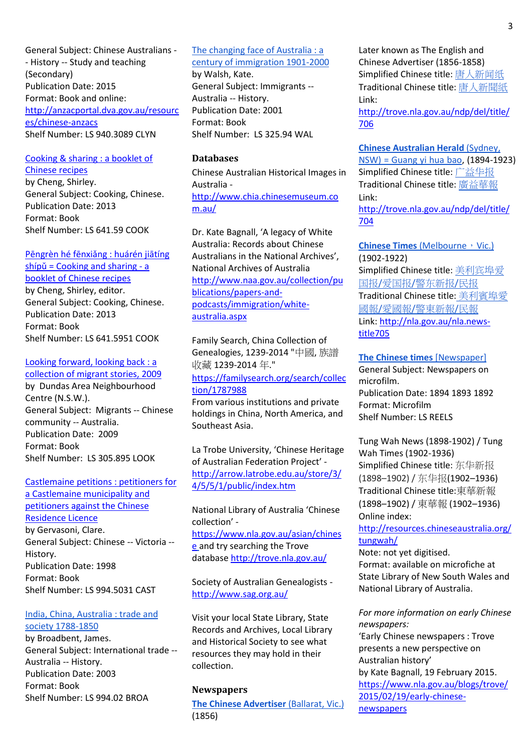General Subject: Chinese Australians -- History -- Study and teaching (Secondary)
Publication Date: 2015
Format: Book and online: http://anzacportal.dva.gov.au/resources/chinese-anzacs
Shelf Number: LS 940.3089 CLYN

Cooking & sharing : a booklet of Chinese recipes
by Cheng, Shirley.
General Subject: Cooking, Chinese.
Publication Date: 2013
Format: Book
Shelf Number: LS 641.59 COOK

Pēngrèn hé fēnxiǎng : huárén jiātíng shípǔ = Cooking and sharing - a booklet of Chinese recipes
by Cheng, Shirley, editor.
General Subject: Cooking, Chinese.
Publication Date: 2013
Format: Book
Shelf Number: LS 641.5951 COOK

Looking forward, looking back : a collection of migrant stories, 2009
by Dundas Area Neighbourhood Centre (N.S.W.).
General Subject: Migrants -- Chinese community -- Australia.
Publication Date: 2009
Format: Book
Shelf Number: LS 305.895 LOOK

Castlemaine petitions : petitioners for a Castlemaine municipality and petitioners against the Chinese Residence Licence
by Gervasoni, Clare.
General Subject: Chinese -- Victoria -- History.
Publication Date: 1998
Format: Book
Shelf Number: LS 994.5031 CAST

India, China, Australia : trade and society 1788-1850
by Broadbent, James.
General Subject: International trade -- Australia -- History.
Publication Date: 2003
Format: Book
Shelf Number: LS 994.02 BROA

The changing face of Australia : a century of immigration 1901-2000
by Walsh, Kate.
General Subject: Immigrants -- Australia -- History.
Publication Date: 2001
Format: Book
Shelf Number: LS 325.94 WAL

## Databases

Chinese Australian Historical Images in Australia - http://www.chia.chinesemuseum.com.au/

Dr. Kate Bagnall, 'A legacy of White Australia: Records about Chinese Australians in the National Archives', National Archives of Australia http://www.naa.gov.au/collection/publications/papers-and-podcasts/immigration/white-australia.aspx

Family Search, China Collection of Genealogies, 1239-2014 "中國, 族譜收藏 1239-2014 年." https://familysearch.org/search/collection/1787988
From various institutions and private holdings in China, North America, and Southeast Asia.

La Trobe University, 'Chinese Heritage of Australian Federation Project' - http://arrow.latrobe.edu.au/store/3/4/5/5/1/public/index.htm

National Library of Australia 'Chinese collection' - https://www.nla.gov.au/asian/chinese and try searching the Trove database http://trove.nla.gov.au/

Society of Australian Genealogists - http://www.sag.org.au/

Visit your local State Library, State Records and Archives, Local Library and Historical Society to see what resources they may hold in their collection.

## Newspapers

**The Chinese Advertiser** (Ballarat, Vic.) (1856)
Later known as The English and Chinese Advertiser (1856-1858)
Simplified Chinese title: 唐人新闻纸
Traditional Chinese title: 唐人新聞紙
Link: http://trove.nla.gov.au/ndp/del/title/706

**Chinese Australian Herald** (Sydney, NSW) = Guang yi hua bao, (1894-1923)
Simplified Chinese title: 广益华报
Traditional Chinese title: 廣益華報
Link: http://trove.nla.gov.au/ndp/del/title/704

**Chinese Times** (Melbourne，Vic.) (1902-1922)
Simplified Chinese title: 美利宾埠爱国报/爱国报/警东新报/民报
Traditional Chinese title: 美利賓埠愛國報/爱國報/警東新報/民報
Link: http://nla.gov.au/nla.news-title705

**The Chinese times** [Newspaper]
General Subject: Newspapers on microfilm.
Publication Date: 1894 1893 1892
Format: Microfilm
Shelf Number: LS REELS

Tung Wah News (1898-1902) / Tung Wah Times (1902-1936)
Simplified Chinese title: 东华新报 (1898–1902) / 东华报(1902–1936)
Traditional Chinese title:東華新報 (1898–1902) / 東華報 (1902–1936)
Online index: http://resources.chineseaustralia.org/tungwah/
Note: not yet digitised.
Format: available on microfiche at State Library of New South Wales and National Library of Australia.

*For more information on early Chinese newspapers:*
'Early Chinese newspapers : Trove presents a new perspective on Australian history'
by Kate Bagnall, 19 February 2015.
https://www.nla.gov.au/blogs/trove/2015/02/19/early-chinese-newspapers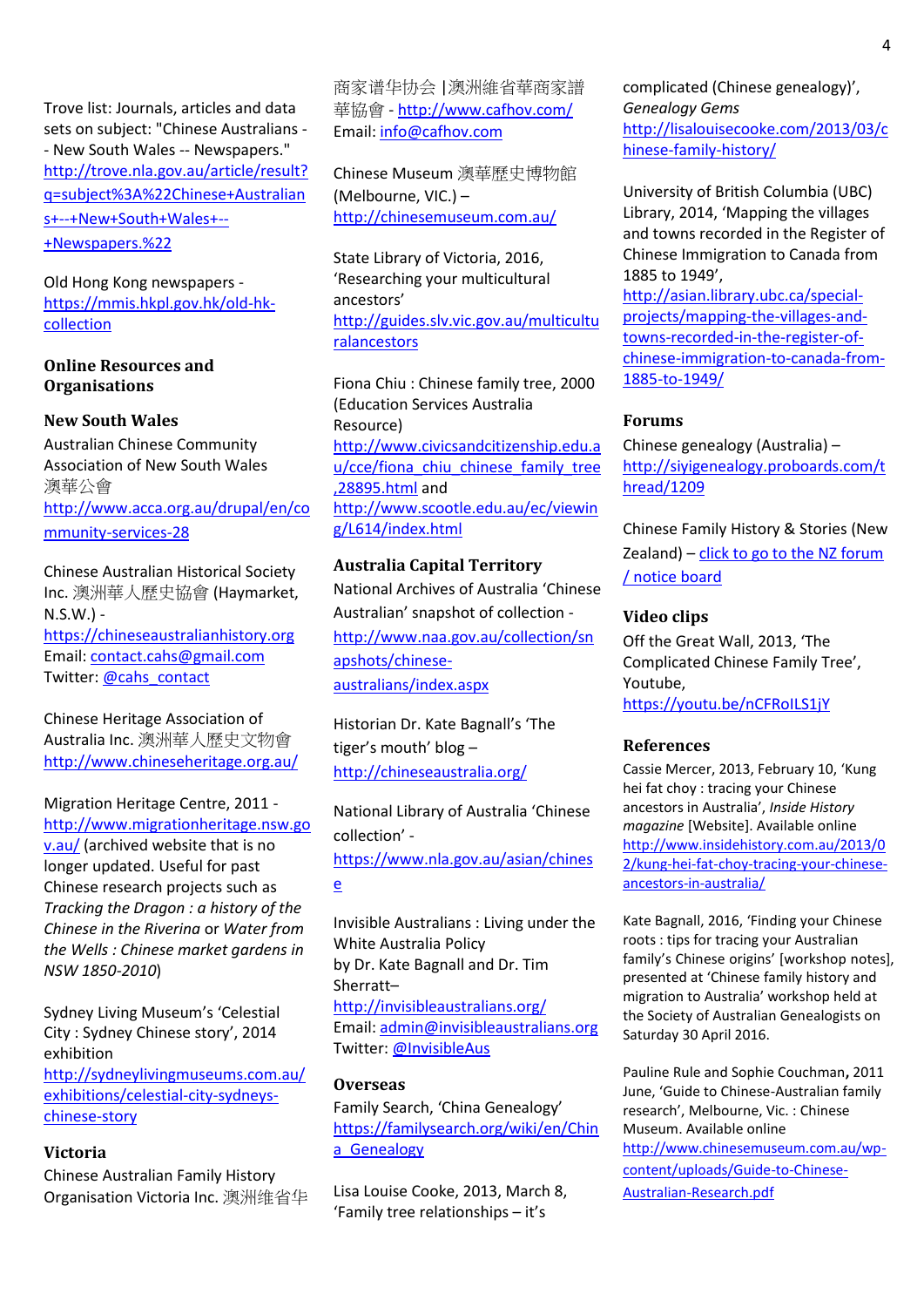Trove list: Journals, articles and data sets on subject: "Chinese Australians -- New South Wales -- Newspapers." http://trove.nla.gov.au/article/result?q=subject%3A%22Chinese+Australians+--+New+South+Wales+--+Newspapers.%22

Old Hong Kong newspapers - https://mmis.hkpl.gov.hk/old-hk-collection

## Online Resources and Organisations

### New South Wales

Australian Chinese Community Association of New South Wales 澳華公會
http://www.acca.org.au/drupal/en/community-services-28

Chinese Australian Historical Society Inc. 澳洲華人歷史協會 (Haymarket, N.S.W.) -
https://chineseaustralianhistory.org
Email: contact.cahs@gmail.com
Twitter: @cahs_contact

Chinese Heritage Association of Australia Inc. 澳洲華人歷史文物會
http://www.chineseheritage.org.au/

Migration Heritage Centre, 2011 - http://www.migrationheritage.nsw.gov.au/ (archived website that is no longer updated. Useful for past Chinese research projects such as *Tracking the Dragon : a history of the Chinese in the Riverina* or *Water from the Wells : Chinese market gardens in NSW 1850-2010*)

Sydney Living Museum's 'Celestial City : Sydney Chinese story', 2014 exhibition
http://sydneylivingmuseums.com.au/exhibitions/celestial-city-sydneys-chinese-story

### Victoria

Chinese Australian Family History Organisation Victoria Inc. 澳洲维省华商家谱华协会 |澳洲維省華商家譜華協會 - http://www.cafhov.com/
Email: info@cafhov.com

Chinese Museum 澳華歷史博物館 (Melbourne, VIC.) –
http://chinesemuseum.com.au/

State Library of Victoria, 2016, 'Researching your multicultural ancestors'
http://guides.slv.vic.gov.au/multiculturalancestors

Fiona Chiu : Chinese family tree, 2000 (Education Services Australia Resource)
http://www.civicsandcitizenship.edu.au/cce/fiona_chiu_chinese_family_tree,28895.html and
http://www.scootle.edu.au/ec/viewing/L614/index.html

### Australia Capital Territory

National Archives of Australia 'Chinese Australian' snapshot of collection -
http://www.naa.gov.au/collection/snapshots/chinese-australians/index.aspx

Historian Dr. Kate Bagnall's 'The tiger's mouth' blog –
http://chineseaustralia.org/

National Library of Australia 'Chinese collection' -
https://www.nla.gov.au/asian/chinese

Invisible Australians : Living under the White Australia Policy
by Dr. Kate Bagnall and Dr. Tim Sherratt–
http://invisibleaustralians.org/
Email: admin@invisibleaustralians.org
Twitter: @InvisibleAus

### Overseas

Family Search, 'China Genealogy'
https://familysearch.org/wiki/en/China_Genealogy

Lisa Louise Cooke, 2013, March 8, 'Family tree relationships – it's complicated (Chinese genealogy)', *Genealogy Gems*
http://lisalouisecooke.com/2013/03/chinese-family-history/

University of British Columbia (UBC) Library, 2014, 'Mapping the villages and towns recorded in the Register of Chinese Immigration to Canada from 1885 to 1949',
http://asian.library.ubc.ca/special-projects/mapping-the-villages-and-towns-recorded-in-the-register-of-chinese-immigration-to-canada-from-1885-to-1949/

### Forums

Chinese genealogy (Australia) –
http://siyigenealogy.proboards.com/thread/1209

Chinese Family History & Stories (New Zealand) – click to go to the NZ forum / notice board

### Video clips

Off the Great Wall, 2013, 'The Complicated Chinese Family Tree', Youtube,
https://youtu.be/nCFRoILS1jY

### References

Cassie Mercer, 2013, February 10, 'Kung hei fat choy : tracing your Chinese ancestors in Australia', *Inside History magazine* [Website]. Available online
http://www.insidehistory.com.au/2013/02/kung-hei-fat-choy-tracing-your-chinese-ancestors-in-australia/

Kate Bagnall, 2016, 'Finding your Chinese roots : tips for tracing your Australian family's Chinese origins' [workshop notes], presented at 'Chinese family history and migration to Australia' workshop held at the Society of Australian Genealogists on Saturday 30 April 2016.

Pauline Rule and Sophie Couchman**,** 2011 June, 'Guide to Chinese-Australian family research', Melbourne, Vic. : Chinese Museum. Available online
http://www.chinesemuseum.com.au/wp-content/uploads/Guide-to-Chinese-Australian-Research.pdf